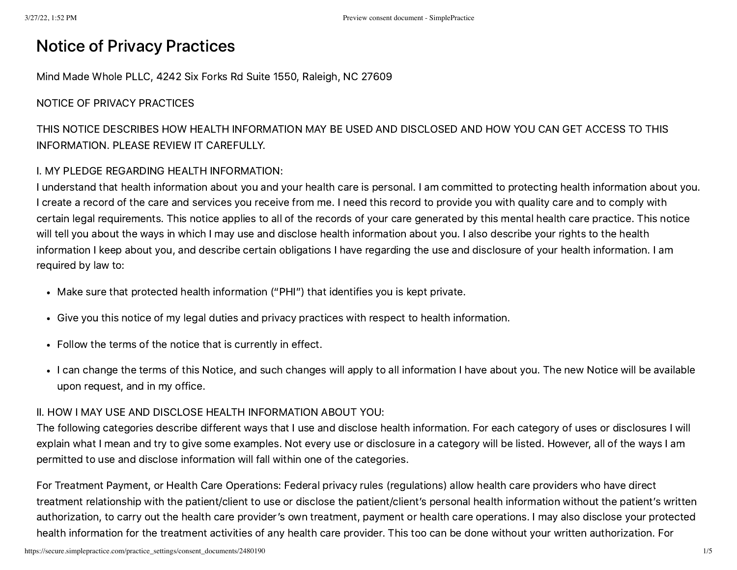# Notice of Privacy Practices

Mind Made Whole PLLC, 4242 Six Forks Rd Suite 1550, Raleigh, NC 27609

NOTICE OF PRIVACY PRACTICES

THIS NOTICE DESCRIBES HOW HEALTH INFORMATION MAY BE USED AND DISCLOSED AND HOW YOU CAN GET ACCESS TO THIS INFORMATION. PLEASE REVIEW IT CAREFULLY.

I. MY PLEDGE REGARDING HEALTH INFORMATION:
I understand that health information about you and your health care is personal. I am committed to protecting health information about you. I create a record of the care and services you receive from me. I need this record to provide you with quality care and to comply with certain legal requirements. This notice applies to all of the records of your care generated by this mental health care practice. This notice will tell you about the ways in which I may use and disclose health information about you. I also describe your rights to the health information I keep about you, and describe certain obligations I have regarding the use and disclosure of your health information. I am required by law to:

- Make sure that protected health information ("PHI") that identifies you is kept private.
- Give you this notice of my legal duties and privacy practices with respect to health information.
- Follow the terms of the notice that is currently in effect.
- I can change the terms of this Notice, and such changes will apply to all information I have about you. The new Notice will be available upon request, and in my office.

II. HOW I MAY USE AND DISCLOSE HEALTH INFORMATION ABOUT YOU:
The following categories describe different ways that I use and disclose health information. For each category of uses or disclosures I will explain what I mean and try to give some examples. Not every use or disclosure in a category will be listed. However, all of the ways I am permitted to use and disclose information will fall within one of the categories.

For Treatment Payment, or Health Care Operations: Federal privacy rules (regulations) allow health care providers who have direct treatment relationship with the patient/client to use or disclose the patient/client's personal health information without the patient's written authorization, to carry out the health care provider's own treatment, payment or health care operations. I may also disclose your protected health information for the treatment activities of any health care provider. This too can be done without your written authorization. For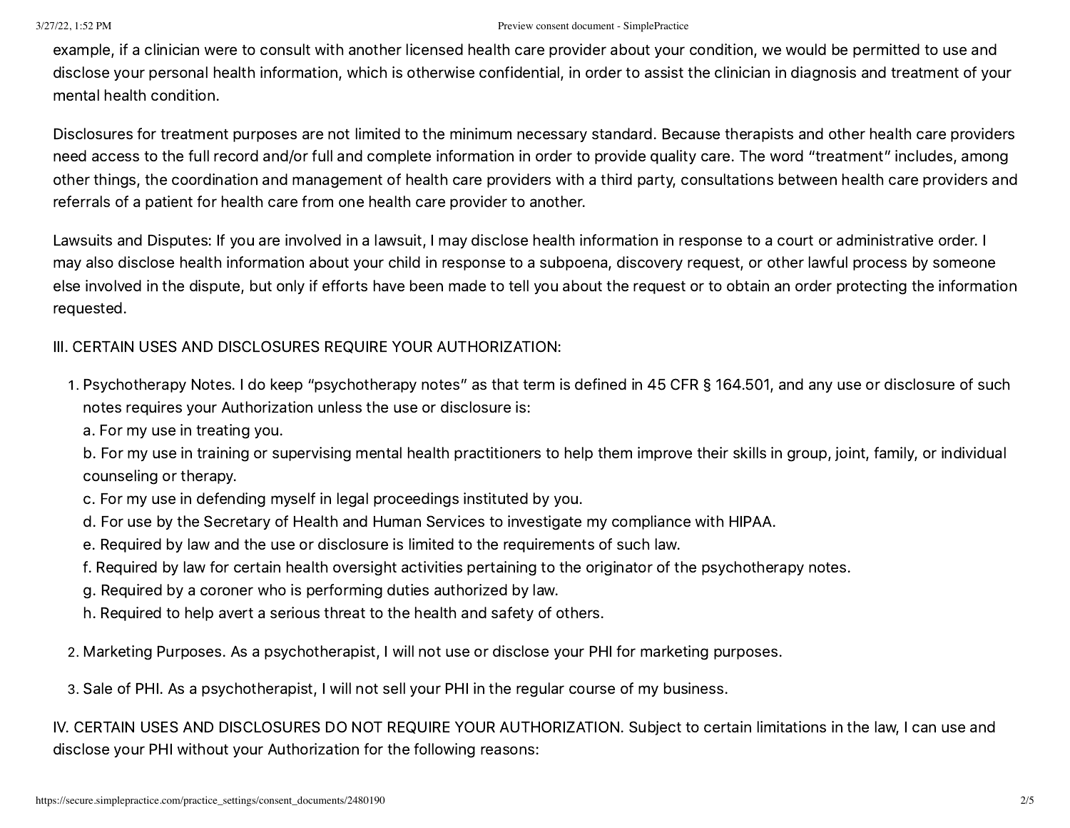example, if a clinician were to consult with another licensed health care provider about your condition, we would be permitted to use and disclose your personal health information, which is otherwise confidential, in order to assist the clinician in diagnosis and treatment of your mental health condition.

Disclosures for treatment purposes are not limited to the minimum necessary standard. Because therapists and other health care providers need access to the full record and/or full and complete information in order to provide quality care. The word "treatment" includes, among other things, the coordination and management of health care providers with a third party, consultations between health care providers and referrals of a patient for health care from one health care provider to another.

Lawsuits and Disputes: If you are involved in a lawsuit, I may disclose health information in response to a court or administrative order. I may also disclose health information about your child in response to a subpoena, discovery request, or other lawful process by someone else involved in the dispute, but only if efforts have been made to tell you about the request or to obtain an order protecting the information requested.

III. CERTAIN USES AND DISCLOSURES REQUIRE YOUR AUTHORIZATION:

1. Psychotherapy Notes. I do keep "psychotherapy notes" as that term is defined in 45 CFR § 164.501, and any use or disclosure of such notes requires your Authorization unless the use or disclosure is:
   a. For my use in treating you.
   b. For my use in training or supervising mental health practitioners to help them improve their skills in group, joint, family, or individual counseling or therapy.
   c. For my use in defending myself in legal proceedings instituted by you.
   d. For use by the Secretary of Health and Human Services to investigate my compliance with HIPAA.
   e. Required by law and the use or disclosure is limited to the requirements of such law.
   f. Required by law for certain health oversight activities pertaining to the originator of the psychotherapy notes.
   g. Required by a coroner who is performing duties authorized by law.
   h. Required to help avert a serious threat to the health and safety of others.

2. Marketing Purposes. As a psychotherapist, I will not use or disclose your PHI for marketing purposes.

3. Sale of PHI. As a psychotherapist, I will not sell your PHI in the regular course of my business.

IV. CERTAIN USES AND DISCLOSURES DO NOT REQUIRE YOUR AUTHORIZATION. Subject to certain limitations in the law, I can use and disclose your PHI without your Authorization for the following reasons: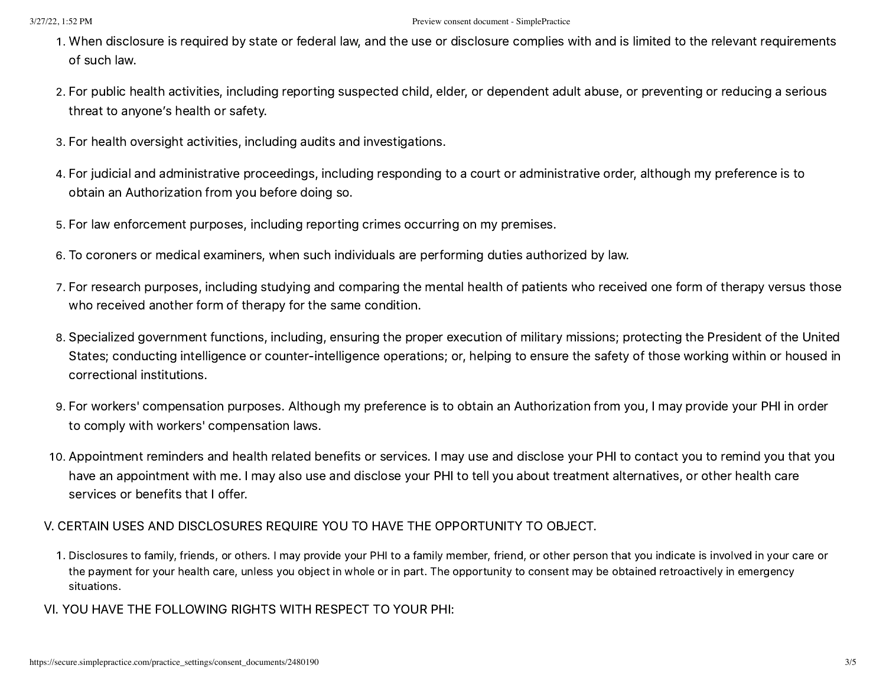1. When disclosure is required by state or federal law, and the use or disclosure complies with and is limited to the relevant requirements of such law.
2. For public health activities, including reporting suspected child, elder, or dependent adult abuse, or preventing or reducing a serious threat to anyone's health or safety.
3. For health oversight activities, including audits and investigations.
4. For judicial and administrative proceedings, including responding to a court or administrative order, although my preference is to obtain an Authorization from you before doing so.
5. For law enforcement purposes, including reporting crimes occurring on my premises.
6. To coroners or medical examiners, when such individuals are performing duties authorized by law.
7. For research purposes, including studying and comparing the mental health of patients who received one form of therapy versus those who received another form of therapy for the same condition.
8. Specialized government functions, including, ensuring the proper execution of military missions; protecting the President of the United States; conducting intelligence or counter-intelligence operations; or, helping to ensure the safety of those working within or housed in correctional institutions.
9. For workers' compensation purposes. Although my preference is to obtain an Authorization from you, I may provide your PHI in order to comply with workers' compensation laws.
10. Appointment reminders and health related benefits or services. I may use and disclose your PHI to contact you to remind you that you have an appointment with me. I may also use and disclose your PHI to tell you about treatment alternatives, or other health care services or benefits that I offer.

V. CERTAIN USES AND DISCLOSURES REQUIRE YOU TO HAVE THE OPPORTUNITY TO OBJECT.

1. Disclosures to family, friends, or others. I may provide your PHI to a family member, friend, or other person that you indicate is involved in your care or the payment for your health care, unless you object in whole or in part. The opportunity to consent may be obtained retroactively in emergency situations.

VI. YOU HAVE THE FOLLOWING RIGHTS WITH RESPECT TO YOUR PHI: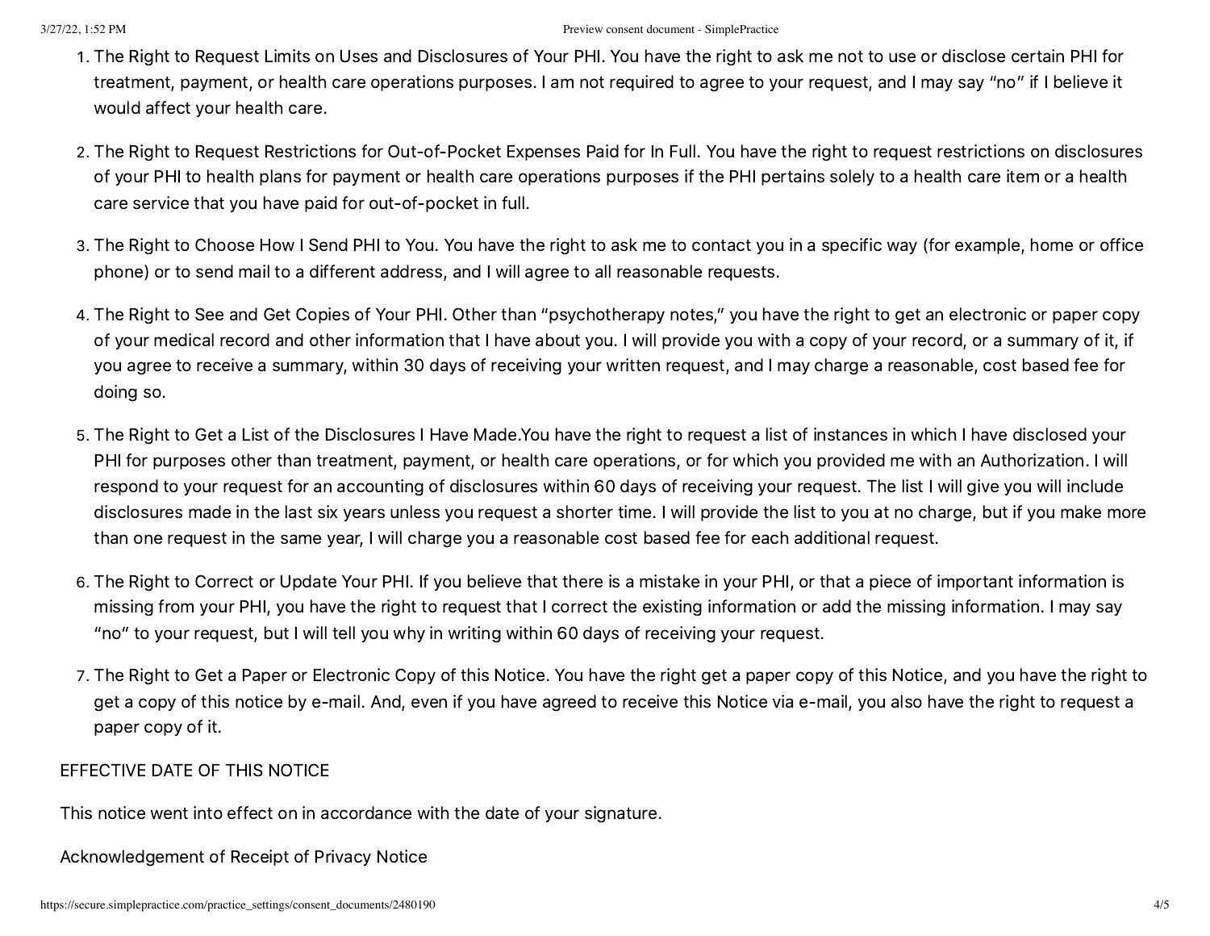1. The Right to Request Limits on Uses and Disclosures of Your PHI. You have the right to ask me not to use or disclose certain PHI for treatment, payment, or health care operations purposes. I am not required to agree to your request, and I may say "no" if I believe it would affect your health care.

2. The Right to Request Restrictions for Out-of-Pocket Expenses Paid for In Full. You have the right to request restrictions on disclosures of your PHI to health plans for payment or health care operations purposes if the PHI pertains solely to a health care item or a health care service that you have paid for out-of-pocket in full.

3. The Right to Choose How I Send PHI to You. You have the right to ask me to contact you in a specific way (for example, home or office phone) or to send mail to a different address, and I will agree to all reasonable requests.

4. The Right to See and Get Copies of Your PHI. Other than "psychotherapy notes," you have the right to get an electronic or paper copy of your medical record and other information that I have about you. I will provide you with a copy of your record, or a summary of it, if you agree to receive a summary, within 30 days of receiving your written request, and I may charge a reasonable, cost based fee for doing so.

5. The Right to Get a List of the Disclosures I Have Made.You have the right to request a list of instances in which I have disclosed your PHI for purposes other than treatment, payment, or health care operations, or for which you provided me with an Authorization. I will respond to your request for an accounting of disclosures within 60 days of receiving your request. The list I will give you will include disclosures made in the last six years unless you request a shorter time. I will provide the list to you at no charge, but if you make more than one request in the same year, I will charge you a reasonable cost based fee for each additional request.

6. The Right to Correct or Update Your PHI. If you believe that there is a mistake in your PHI, or that a piece of important information is missing from your PHI, you have the right to request that I correct the existing information or add the missing information. I may say "no" to your request, but I will tell you why in writing within 60 days of receiving your request.

7. The Right to Get a Paper or Electronic Copy of this Notice. You have the right get a paper copy of this Notice, and you have the right to get a copy of this notice by e-mail. And, even if you have agreed to receive this Notice via e-mail, you also have the right to request a paper copy of it.

EFFECTIVE DATE OF THIS NOTICE

This notice went into effect on in accordance with the date of your signature.

Acknowledgement of Receipt of Privacy Notice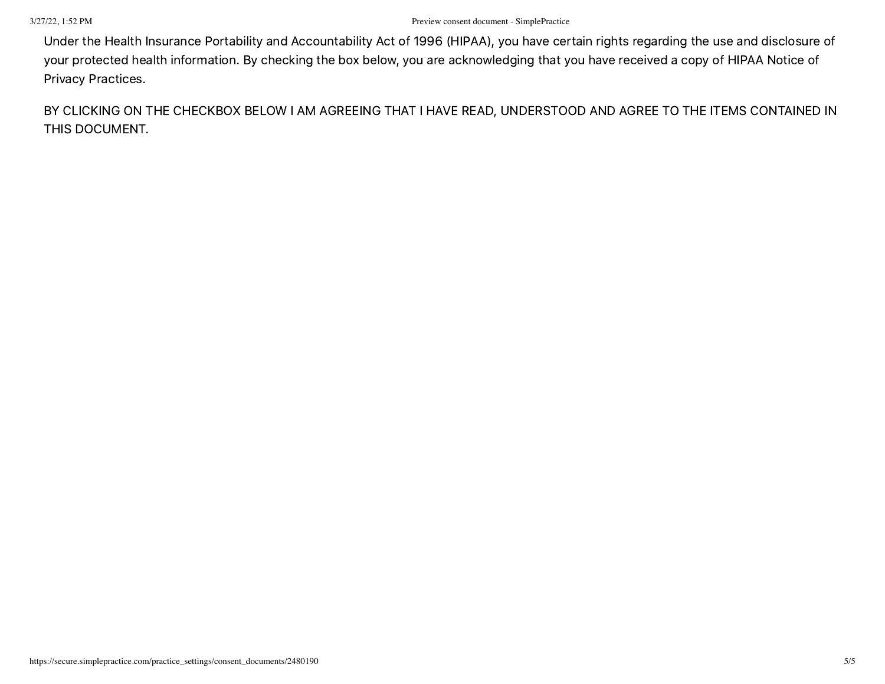Under the Health Insurance Portability and Accountability Act of 1996 (HIPAA), you have certain rights regarding the use and disclosure of your protected health information. By checking the box below, you are acknowledging that you have received a copy of HIPAA Notice of Privacy Practices.

BY CLICKING ON THE CHECKBOX BELOW I AM AGREEING THAT I HAVE READ, UNDERSTOOD AND AGREE TO THE ITEMS CONTAINED IN THIS DOCUMENT.